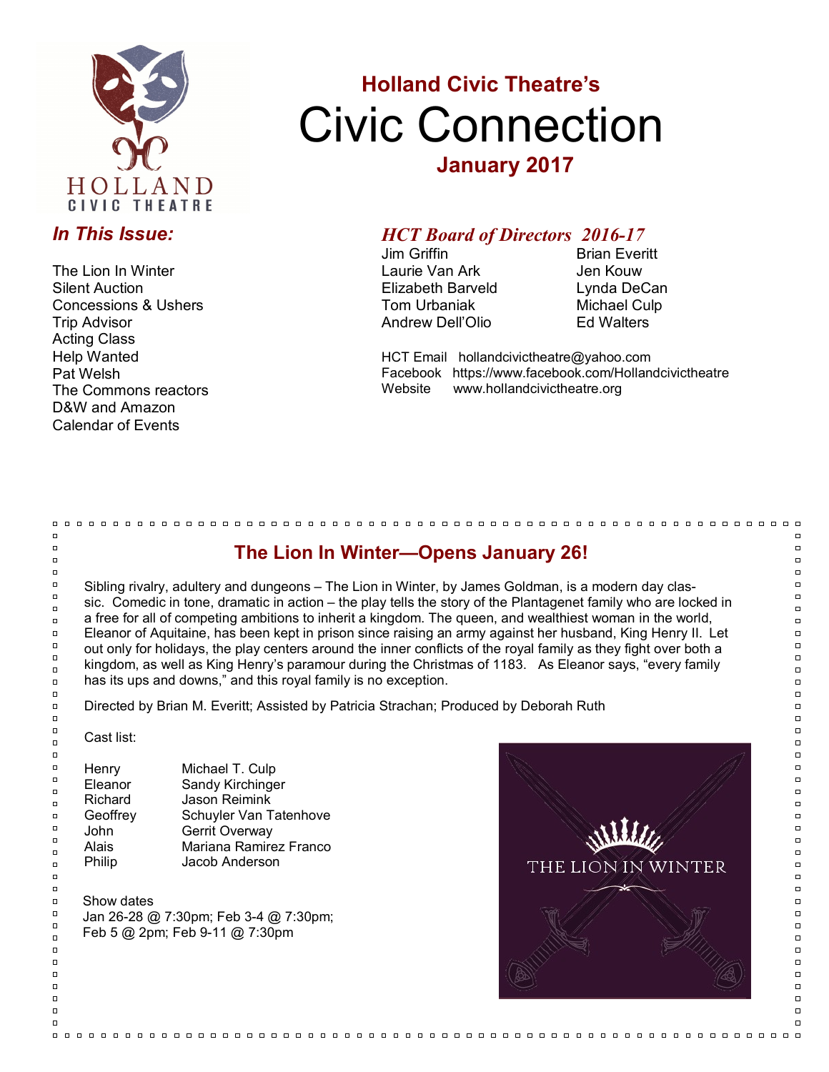## Holland Civic Theatre's

# Civic Connection

## January 2017

### *In This Issue:*

The Lion In Winter
Silent Auction
Concessions & Ushers
Trip Advisor
Acting Class
Help Wanted
Pat Welsh
The Commons reactors
D&W and Amazon
Calendar of Events

### *HCT Board of Directors 2016-17*

| | |
|---|---|
| Jim Griffin | Brian Everitt |
| Laurie Van Ark | Jen Kouw |
| Elizabeth Barveld | Lynda DeCan |
| Tom Urbaniak | Michael Culp |
| Andrew Dell'Olio | Ed Walters |

HCT Email hollandcivictheatre@yahoo.com
Facebook https://www.facebook.com/Hollandcivictheatre
Website www.hollandcivictheatre.org

## The Lion In Winter—Opens January 26!

Sibling rivalry, adultery and dungeons – The Lion in Winter, by James Goldman, is a modern day classic. Comedic in tone, dramatic in action – the play tells the story of the Plantagenet family who are locked in a free for all of competing ambitions to inherit a kingdom. The queen, and wealthiest woman in the world, Eleanor of Aquitaine, has been kept in prison since raising an army against her husband, King Henry II. Let out only for holidays, the play centers around the inner conflicts of the royal family as they fight over both a kingdom, as well as King Henry's paramour during the Christmas of 1183. As Eleanor says, "every family has its ups and downs," and this royal family is no exception.

Directed by Brian M. Everitt; Assisted by Patricia Strachan; Produced by Deborah Ruth

Cast list:

| | |
|---|---|
| Henry | Michael T. Culp |
| Eleanor | Sandy Kirchinger |
| Richard | Jason Reimink |
| Geoffrey | Schuyler Van Tatenhove |
| John | Gerrit Overway |
| Alais | Mariana Ramirez Franco |
| Philip | Jacob Anderson |

Show dates
Jan 26-28 @ 7:30pm; Feb 3-4 @ 7:30pm;
Feb 5 @ 2pm; Feb 9-11 @ 7:30pm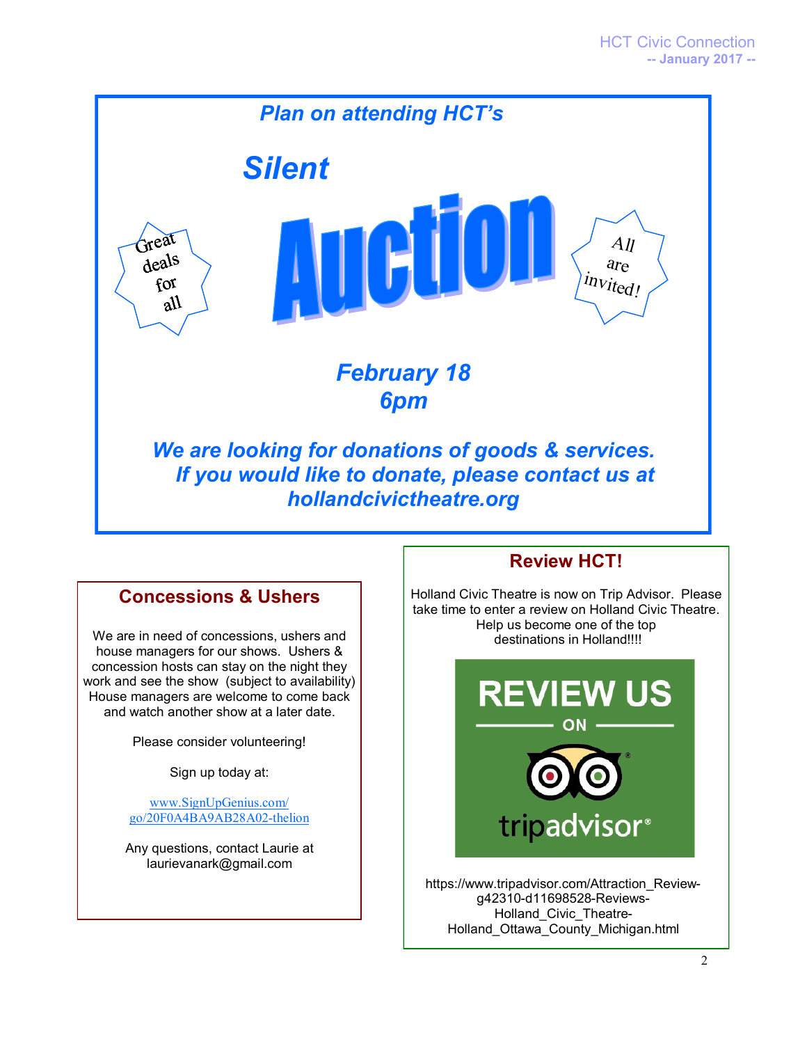*Plan on attending HCT's*

# *Silent Auction*

Great deals for all

All are invited!

## *February 18*
## *6pm*

***We are looking for donations of goods & services. If you would like to donate, please contact us at hollandcivictheatre.org***

## Concessions & Ushers

We are in need of concessions, ushers and house managers for our shows. Ushers & concession hosts can stay on the night they work and see the show (subject to availability) House managers are welcome to come back and watch another show at a later date.

Please consider volunteering!

Sign up today at:

www.SignUpGenius.com/go/20F0A4BA9AB28A02-thelion

Any questions, contact Laurie at laurievanark@gmail.com

## Review HCT!

Holland Civic Theatre is now on Trip Advisor. Please take time to enter a review on Holland Civic Theatre. Help us become one of the top destinations in Holland!!!!

REVIEW US ON tripadvisor®

https://www.tripadvisor.com/Attraction_Review-g42310-d11698528-Reviews-Holland_Civic_Theatre-Holland_Ottawa_County_Michigan.html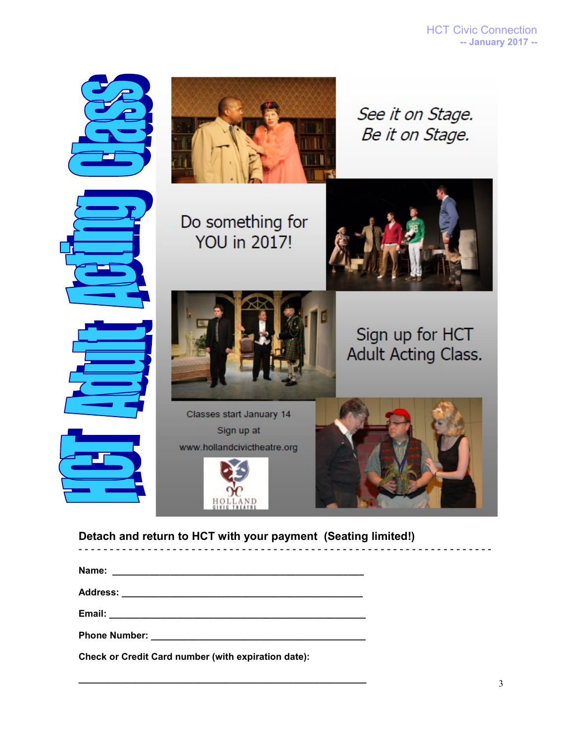# HCT Adult Acting Class

*See it on Stage.*
*Be it on Stage.*

Do something for YOU in 2017!

Sign up for HCT Adult Acting Class.

Classes start January 14

Sign up at

www.hollandcivictheatre.org

HOLLAND CIVIC THEATRE

**Detach and return to HCT with your payment (Seating limited!)**

- - - - - - - - - - - - - - - - - - - - - - - - - - - - - - - - - - - - - - - - - - - - - - - - - - - - - - - - - - - - - - - - - - -

**Name:** ______________________________________________

**Address:** ____________________________________________

**Email:** ______________________________________________

**Phone Number:** _______________________________________

**Check or Credit Card number (with expiration date):**

________________________________________________________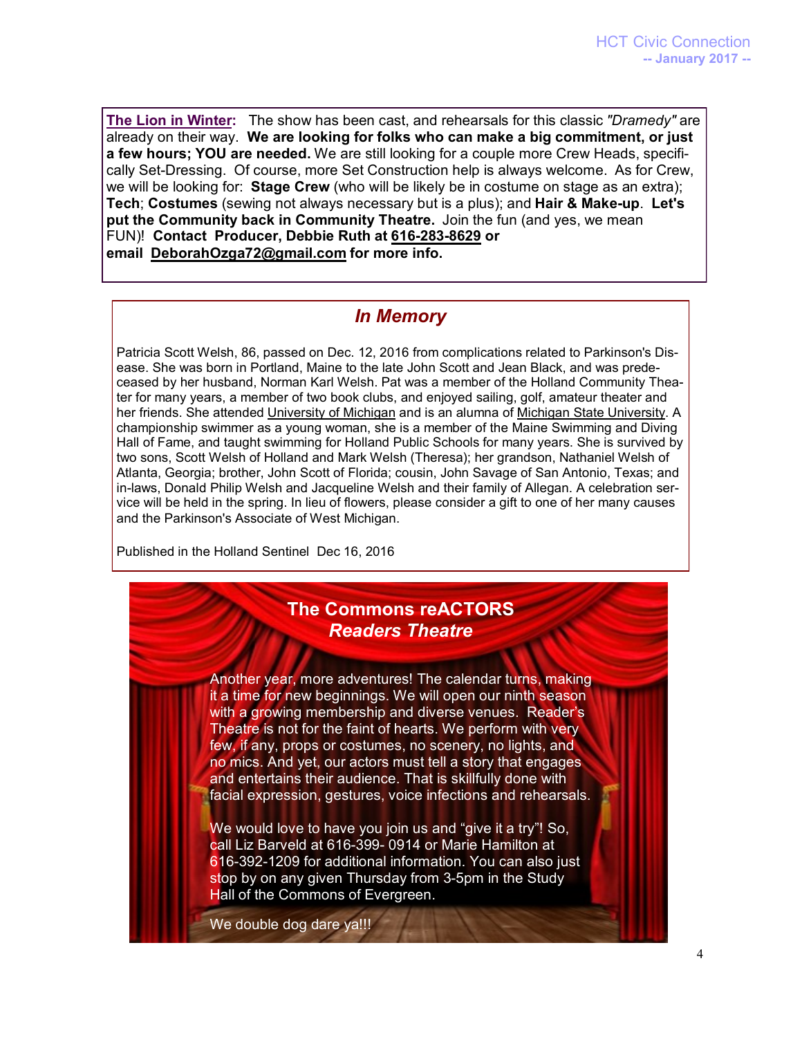**The Lion in Winter:** The show has been cast, and rehearsals for this classic *"Dramedy"* are already on their way. **We are looking for folks who can make a big commitment, or just a few hours; YOU are needed.** We are still looking for a couple more Crew Heads, specifically Set-Dressing. Of course, more Set Construction help is always welcome. As for Crew, we will be looking for: **Stage Crew** (who will be likely be in costume on stage as an extra); **Tech**; **Costumes** (sewing not always necessary but is a plus); and **Hair & Make-up**. **Let's put the Community back in Community Theatre.** Join the fun (and yes, we mean FUN)! **Contact Producer, Debbie Ruth at 616-283-8629 or email DeborahOzga72@gmail.com for more info.**

## *In Memory*

Patricia Scott Welsh, 86, passed on Dec. 12, 2016 from complications related to Parkinson's Disease. She was born in Portland, Maine to the late John Scott and Jean Black, and was predeceased by her husband, Norman Karl Welsh. Pat was a member of the Holland Community Theater for many years, a member of two book clubs, and enjoyed sailing, golf, amateur theater and her friends. She attended University of Michigan and is an alumna of Michigan State University. A championship swimmer as a young woman, she is a member of the Maine Swimming and Diving Hall of Fame, and taught swimming for Holland Public Schools for many years. She is survived by two sons, Scott Welsh of Holland and Mark Welsh (Theresa); her grandson, Nathaniel Welsh of Atlanta, Georgia; brother, John Scott of Florida; cousin, John Savage of San Antonio, Texas; and in-laws, Donald Philip Welsh and Jacqueline Welsh and their family of Allegan. A celebration service will be held in the spring. In lieu of flowers, please consider a gift to one of her many causes and the Parkinson's Associate of West Michigan.

Published in the Holland Sentinel Dec 16, 2016

## The Commons reACTORS
### *Readers Theatre*

Another year, more adventures! The calendar turns, making it a time for new beginnings. We will open our ninth season with a growing membership and diverse venues. Reader's Theatre is not for the faint of hearts. We perform with very few, if any, props or costumes, no scenery, no lights, and no mics. And yet, our actors must tell a story that engages and entertains their audience. That is skillfully done with facial expression, gestures, voice infections and rehearsals.

We would love to have you join us and "give it a try"! So, call Liz Barveld at 616-399- 0914 or Marie Hamilton at 616-392-1209 for additional information. You can also just stop by on any given Thursday from 3-5pm in the Study Hall of the Commons of Evergreen.

We double dog dare ya!!!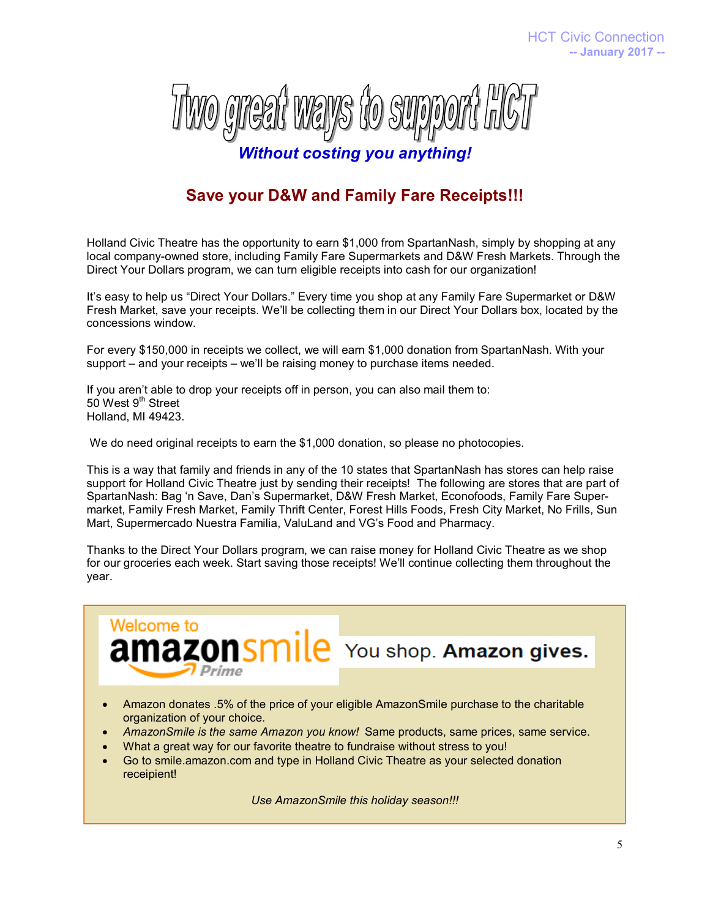# Two great ways to support HCT

***Without costing you anything!***

## Save your D&W and Family Fare Receipts!!!

Holland Civic Theatre has the opportunity to earn $1,000 from SpartanNash, simply by shopping at any local company-owned store, including Family Fare Supermarkets and D&W Fresh Markets. Through the Direct Your Dollars program, we can turn eligible receipts into cash for our organization!

It's easy to help us "Direct Your Dollars." Every time you shop at any Family Fare Supermarket or D&W Fresh Market, save your receipts. We'll be collecting them in our Direct Your Dollars box, located by the concessions window.

For every $150,000 in receipts we collect, we will earn $1,000 donation from SpartanNash. With your support – and your receipts – we'll be raising money to purchase items needed.

If you aren't able to drop your receipts off in person, you can also mail them to:
50 West 9th Street
Holland, MI 49423.

We do need original receipts to earn the $1,000 donation, so please no photocopies.

This is a way that family and friends in any of the 10 states that SpartanNash has stores can help raise support for Holland Civic Theatre just by sending their receipts! The following are stores that are part of SpartanNash: Bag 'n Save, Dan's Supermarket, D&W Fresh Market, Econofoods, Family Fare Supermarket, Family Fresh Market, Family Thrift Center, Forest Hills Foods, Fresh City Market, No Frills, Sun Mart, Supermercado Nuestra Familia, ValuLand and VG's Food and Pharmacy.

Thanks to the Direct Your Dollars program, we can raise money for Holland Civic Theatre as we shop for our groceries each week. Start saving those receipts! We'll continue collecting them throughout the year.

---

Welcome to **amazonsmile** Prime — You shop. **Amazon gives.**

- Amazon donates .5% of the price of your eligible AmazonSmile purchase to the charitable organization of your choice.
- *AmazonSmile is the same Amazon you know!* Same products, same prices, same service.
- What a great way for our favorite theatre to fundraise without stress to you!
- Go to smile.amazon.com and type in Holland Civic Theatre as your selected donation receipient!

*Use AmazonSmile this holiday season!!!*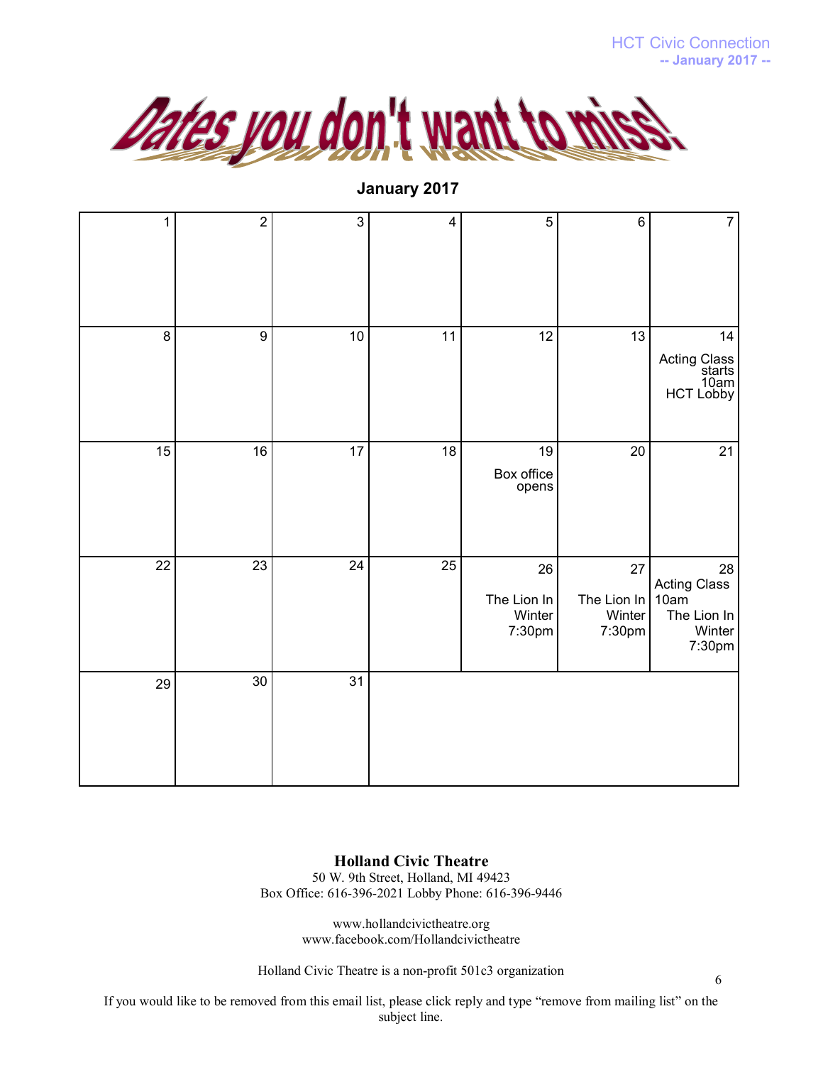# Dates you don't want to miss!

**January 2017**

| | | | | | | |
|---|---|---|---|---|---|---|
| 1 | 2 | 3 | 4 | 5 | 6 | 7 |
| 8 | 9 | 10 | 11 | 12 | 13 | 14<br>Acting Class starts 10am HCT Lobby |
| 15 | 16 | 17 | 18 | 19<br>Box office opens | 20 | 21 |
| 22 | 23 | 24 | 25 | 26<br>The Lion In Winter 7:30pm | 27<br>The Lion In Winter 7:30pm | 28<br>Acting Class 10am<br>The Lion In Winter 7:30pm |
| 29 | 30 | 31 | | | | |

**Holland Civic Theatre**
50 W. 9th Street, Holland, MI 49423
Box Office: 616-396-2021 Lobby Phone: 616-396-9446

www.hollandcivictheatre.org
www.facebook.com/Hollandcivictheatre

Holland Civic Theatre is a non-profit 501c3 organization

If you would like to be removed from this email list, please click reply and type "remove from mailing list" on the subject line.